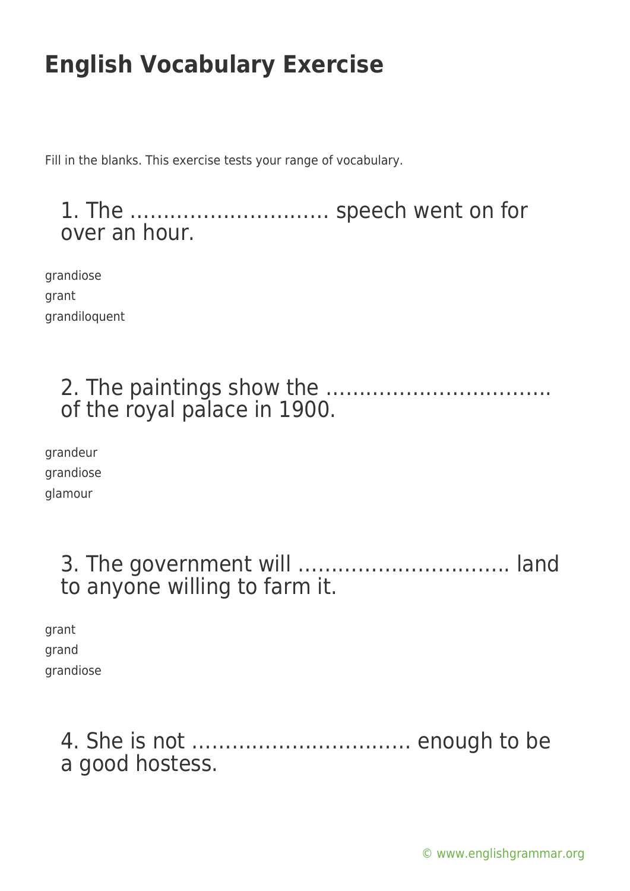# English Vocabulary Exercise

Fill in the blanks. This exercise tests your range of vocabulary.

## 1. The ………………………… speech went on for over an hour.

grandiose
grant
grandiloquent

## 2. The paintings show the …………………………… of the royal palace in 1900.

grandeur
grandiose
glamour

## 3. The government will ………………………….. land to anyone willing to farm it.

grant
grand
grandiose

## 4. She is not …………………………… enough to be a good hostess.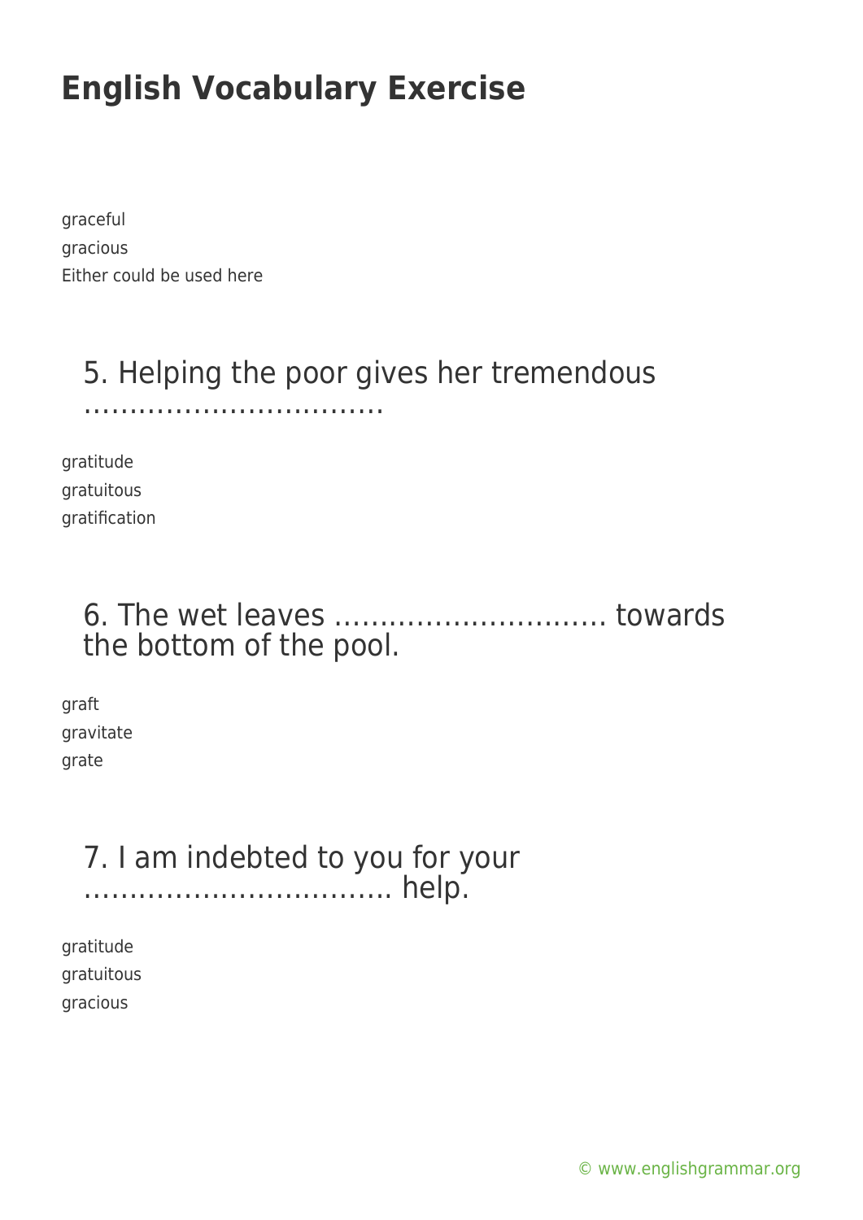# English Vocabulary Exercise

graceful

gracious

Either could be used here

### 5. Helping the poor gives her tremendous ………………………….

gratitude

gratuitous

gratification

### 6. The wet leaves ……………………….. towards the bottom of the pool.

graft

gravitate

grate

### 7. I am indebted to you for your ………………………….. help.

gratitude

gratuitous

gracious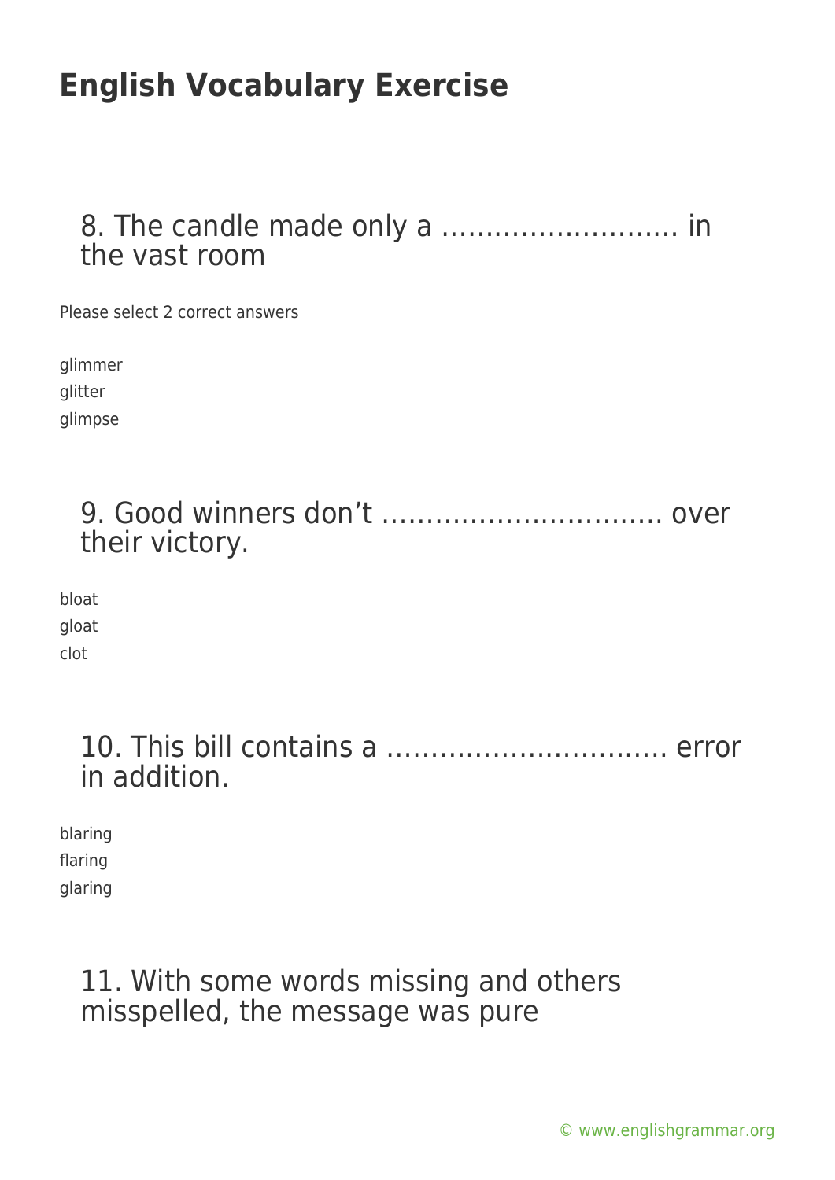# English Vocabulary Exercise

### 8. The candle made only a ……………………… in the vast room

Please select 2 correct answers

glimmer
glitter
glimpse

### 9. Good winners don't ………………………….. over their victory.

bloat
gloat
clot

### 10. This bill contains a ………………………….. error in addition.

blaring
flaring
glaring

### 11. With some words missing and others misspelled, the message was pure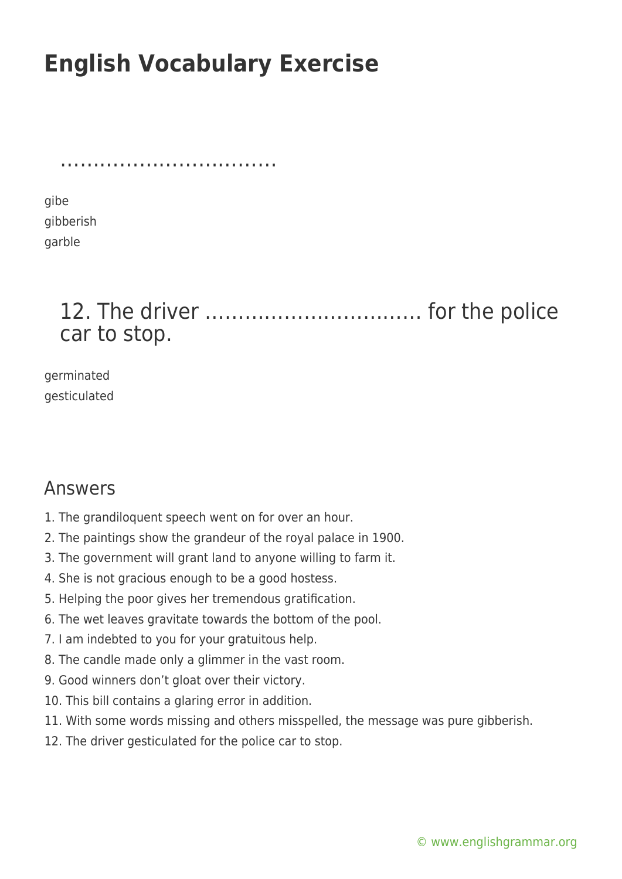# English Vocabulary Exercise

…………………………..

gibe
gibberish
garble

## 12. The driver ………………………….. for the police car to stop.

germinated
gesticulated

## Answers

1. The grandiloquent speech went on for over an hour.
2. The paintings show the grandeur of the royal palace in 1900.
3. The government will grant land to anyone willing to farm it.
4. She is not gracious enough to be a good hostess.
5. Helping the poor gives her tremendous gratification.
6. The wet leaves gravitate towards the bottom of the pool.
7. I am indebted to you for your gratuitous help.
8. The candle made only a glimmer in the vast room.
9. Good winners don't gloat over their victory.
10. This bill contains a glaring error in addition.
11. With some words missing and others misspelled, the message was pure gibberish.
12. The driver gesticulated for the police car to stop.